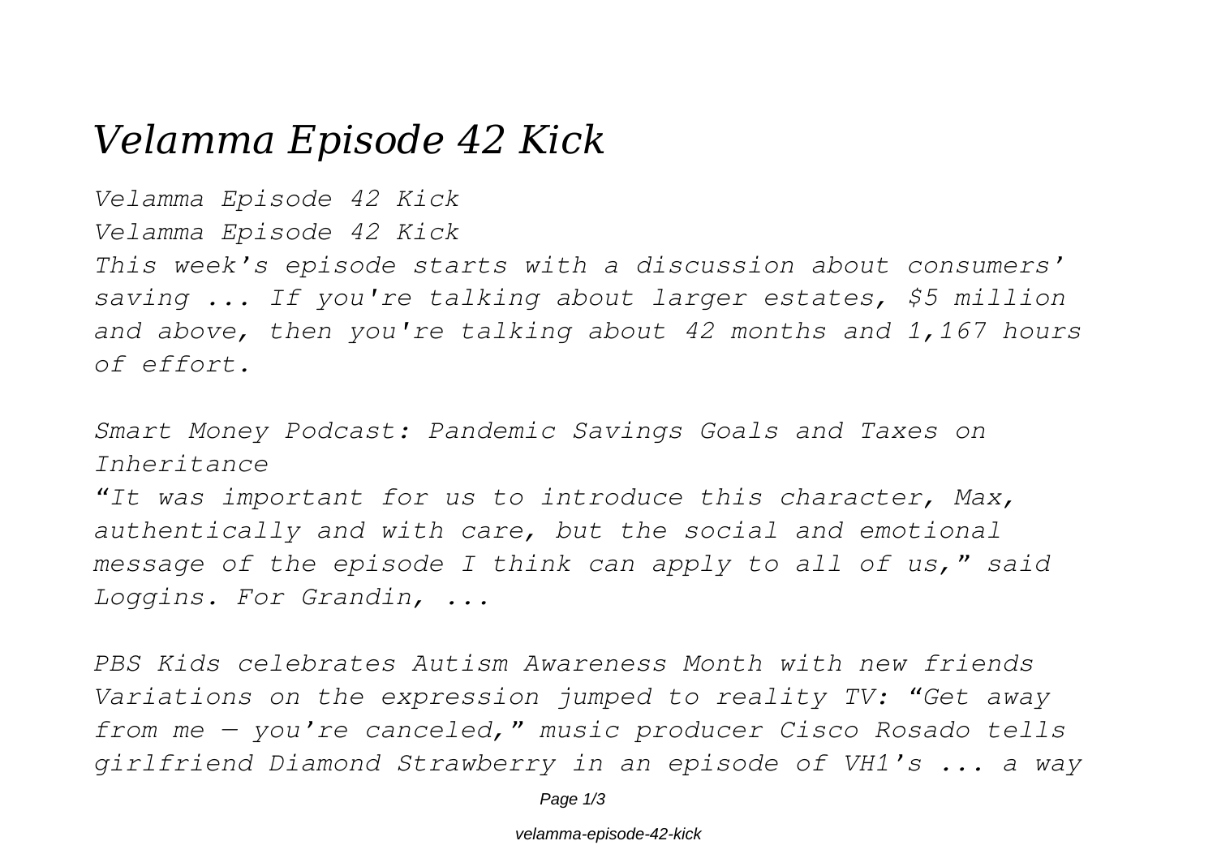# Velamma Episode 42 Kick

*Velamma Episode 42 Kick*

*Velamma Episode 42 Kick*

*This week's episode starts with a discussion about consumers' saving ... If you're talking about larger estates, $5 million and above, then you're talking about 42 months and 1,167 hours of effort.*

*Smart Money Podcast: Pandemic Savings Goals and Taxes on Inheritance*

*"It was important for us to introduce this character, Max, authentically and with care, but the social and emotional message of the episode I think can apply to all of us," said Loggins. For Grandin, ...*

*PBS Kids celebrates Autism Awareness Month with new friends*

*Variations on the expression jumped to reality TV: "Get away from me — you're canceled," music producer Cisco Rosado tells girlfriend Diamond Strawberry in an episode of VH1's ... a way*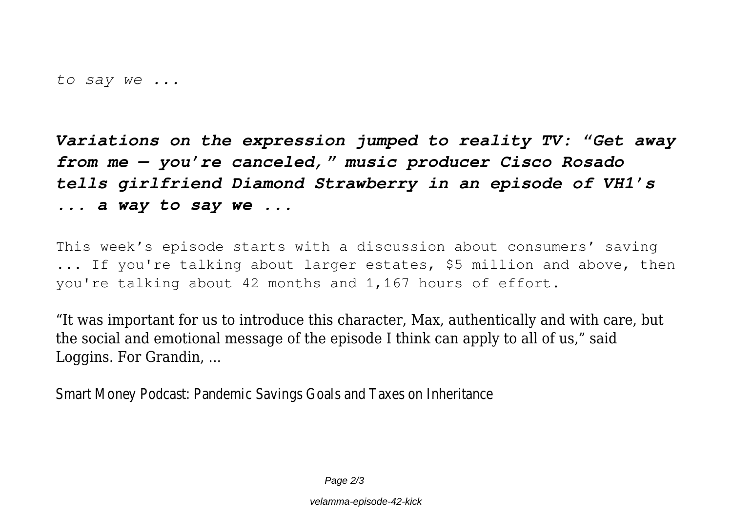*to say we ...*

***Variations on the expression jumped to reality TV: "Get away from me — you're canceled," music producer Cisco Rosado tells girlfriend Diamond Strawberry in an episode of VH1's ... a way to say we ...***

This week's episode starts with a discussion about consumers' saving ... If you're talking about larger estates, $5 million and above, then you're talking about 42 months and 1,167 hours of effort.

"It was important for us to introduce this character, Max, authentically and with care, but the social and emotional message of the episode I think can apply to all of us," said Loggins. For Grandin, ...

Smart Money Podcast: Pandemic Savings Goals and Taxes on Inheritance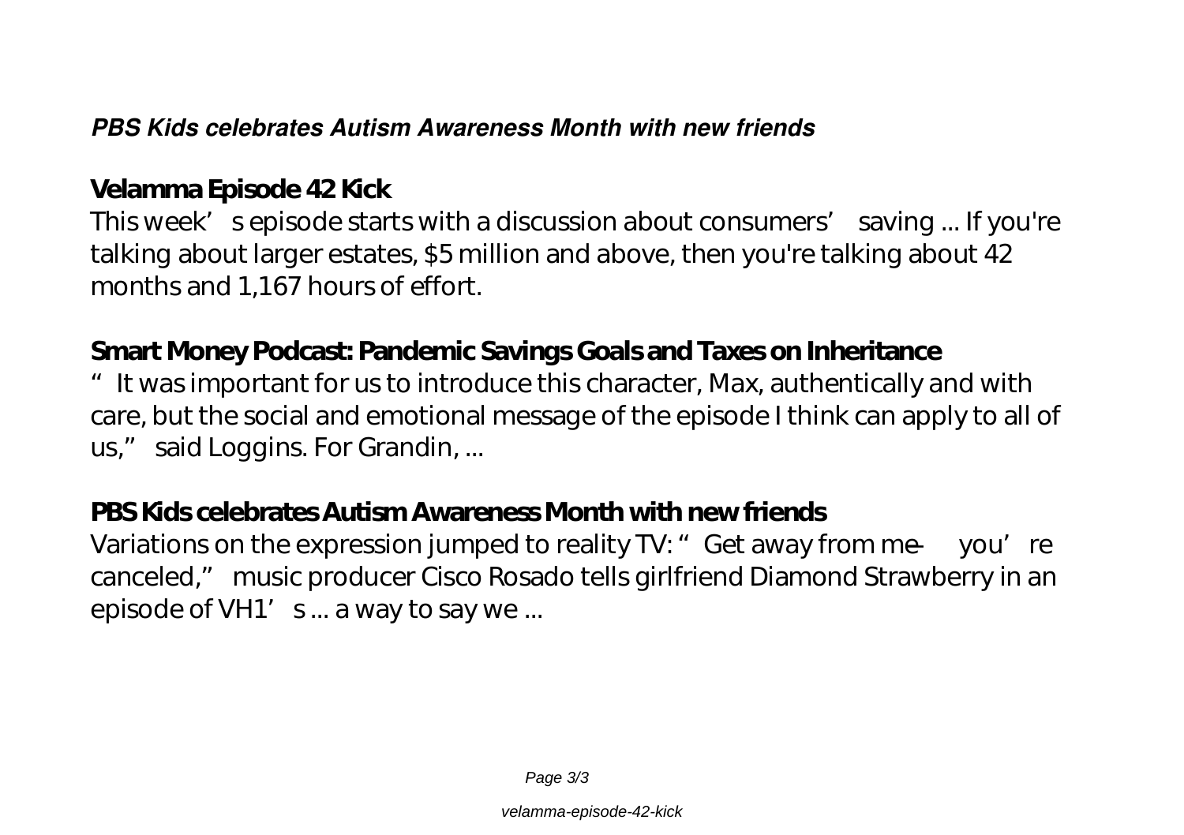***PBS Kids celebrates Autism Awareness Month with new friends***

**Velamma Episode 42 Kick**

This week's episode starts with a discussion about consumers' saving ... If you're talking about larger estates, $5 million and above, then you're talking about 42 months and 1,167 hours of effort.

**Smart Money Podcast: Pandemic Savings Goals and Taxes on Inheritance**

"It was important for us to introduce this character, Max, authentically and with care, but the social and emotional message of the episode I think can apply to all of us," said Loggins. For Grandin, ...

**PBS Kids celebrates Autism Awareness Month with new friends**

Variations on the expression jumped to reality TV: "Get away from me — you're canceled," music producer Cisco Rosado tells girlfriend Diamond Strawberry in an episode of VH1's ... a way to say we ...